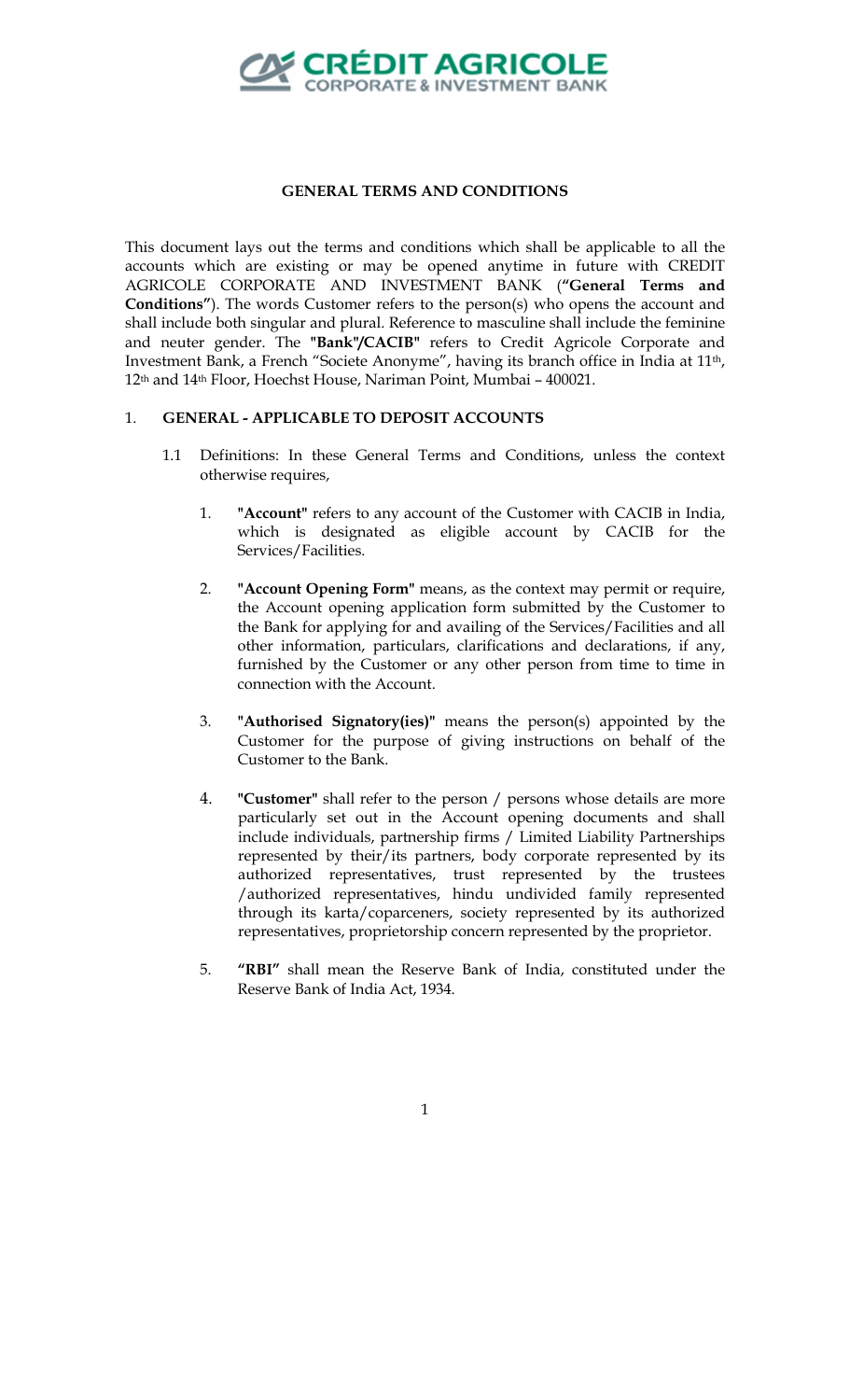# GENERAL TERMS AND CONDITIONS

This document lays out the terms and conditions which shall be applicable to all the accounts which are existing or may be opened anytime in future with CREDIT AGRICOLE CORPORATE AND INVESTMENT BANK (**"General Terms and Conditions"**). The words Customer refers to the person(s) who opens the account and shall include both singular and plural. Reference to masculine shall include the feminine and neuter gender. The **"Bank"/CACIB"** refers to Credit Agricole Corporate and Investment Bank, a French "Societe Anonyme", having its branch office in India at 11th, 12th and 14th Floor, Hoechst House, Nariman Point, Mumbai – 400021.

## 1. GENERAL - APPLICABLE TO DEPOSIT ACCOUNTS

1.1 Definitions: In these General Terms and Conditions, unless the context otherwise requires,

1. **"Account"** refers to any account of the Customer with CACIB in India, which is designated as eligible account by CACIB for the Services/Facilities.

2. **"Account Opening Form"** means, as the context may permit or require, the Account opening application form submitted by the Customer to the Bank for applying for and availing of the Services/Facilities and all other information, particulars, clarifications and declarations, if any, furnished by the Customer or any other person from time to time in connection with the Account.

3. **"Authorised Signatory(ies)"** means the person(s) appointed by the Customer for the purpose of giving instructions on behalf of the Customer to the Bank.

4. **"Customer"** shall refer to the person / persons whose details are more particularly set out in the Account opening documents and shall include individuals, partnership firms / Limited Liability Partnerships represented by their/its partners, body corporate represented by its authorized representatives, trust represented by the trustees /authorized representatives, hindu undivided family represented through its karta/coparceners, society represented by its authorized representatives, proprietorship concern represented by the proprietor.

5. **"RBI"** shall mean the Reserve Bank of India, constituted under the Reserve Bank of India Act, 1934.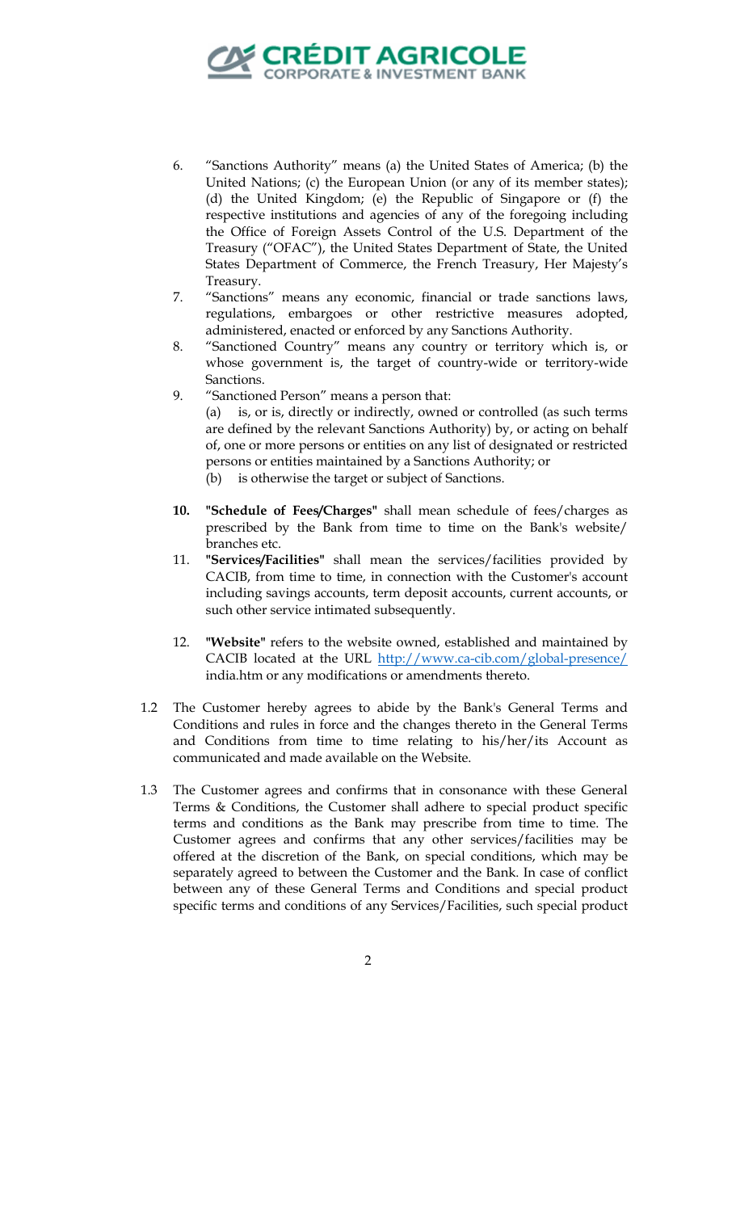6. "Sanctions Authority" means (a) the United States of America; (b) the United Nations; (c) the European Union (or any of its member states); (d) the United Kingdom; (e) the Republic of Singapore or (f) the respective institutions and agencies of any of the foregoing including the Office of Foreign Assets Control of the U.S. Department of the Treasury ("OFAC"), the United States Department of State, the United States Department of Commerce, the French Treasury, Her Majesty's Treasury.
7. "Sanctions" means any economic, financial or trade sanctions laws, regulations, embargoes or other restrictive measures adopted, administered, enacted or enforced by any Sanctions Authority.
8. "Sanctioned Country" means any country or territory which is, or whose government is, the target of country-wide or territory-wide Sanctions.
9. "Sanctioned Person" means a person that:
   (a) is, or is, directly or indirectly, owned or controlled (as such terms are defined by the relevant Sanctions Authority) by, or acting on behalf of, one or more persons or entities on any list of designated or restricted persons or entities maintained by a Sanctions Authority; or
   (b) is otherwise the target or subject of Sanctions.

10. **"Schedule of Fees/Charges"** shall mean schedule of fees/charges as prescribed by the Bank from time to time on the Bank's website/ branches etc.
11. **"Services/Facilities"** shall mean the services/facilities provided by CACIB, from time to time, in connection with the Customer's account including savings accounts, term deposit accounts, current accounts, or such other service intimated subsequently.

12. **"Website"** refers to the website owned, established and maintained by CACIB located at the URL http://www.ca-cib.com/global-presence/india.htm or any modifications or amendments thereto.

1.2 The Customer hereby agrees to abide by the Bank's General Terms and Conditions and rules in force and the changes thereto in the General Terms and Conditions from time to time relating to his/her/its Account as communicated and made available on the Website.

1.3 The Customer agrees and confirms that in consonance with these General Terms & Conditions, the Customer shall adhere to special product specific terms and conditions as the Bank may prescribe from time to time. The Customer agrees and confirms that any other services/facilities may be offered at the discretion of the Bank, on special conditions, which may be separately agreed to between the Customer and the Bank. In case of conflict between any of these General Terms and Conditions and special product specific terms and conditions of any Services/Facilities, such special product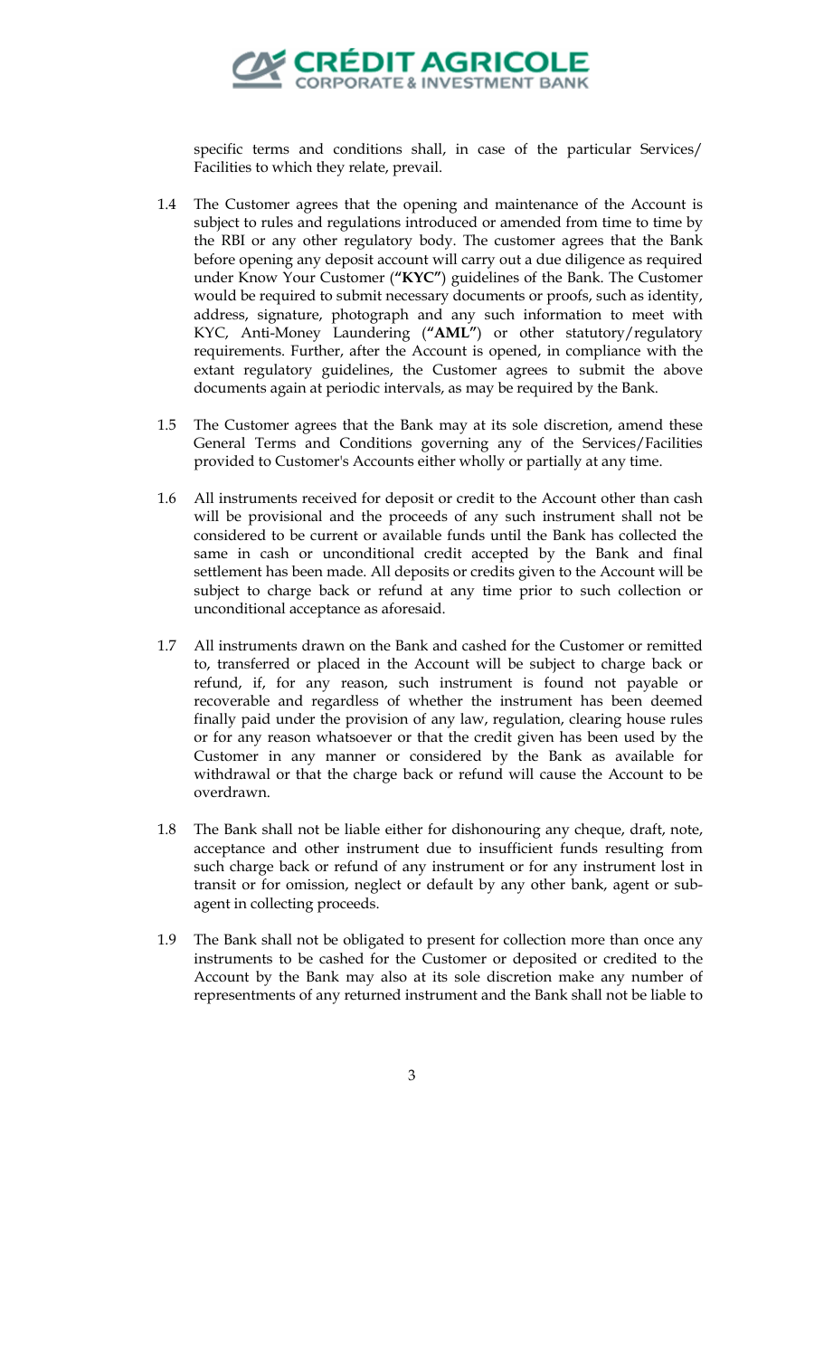specific terms and conditions shall, in case of the particular Services/ Facilities to which they relate, prevail.

1.4 The Customer agrees that the opening and maintenance of the Account is subject to rules and regulations introduced or amended from time to time by the RBI or any other regulatory body. The customer agrees that the Bank before opening any deposit account will carry out a due diligence as required under Know Your Customer (**"KYC"**) guidelines of the Bank. The Customer would be required to submit necessary documents or proofs, such as identity, address, signature, photograph and any such information to meet with KYC, Anti-Money Laundering (**"AML"**) or other statutory/regulatory requirements. Further, after the Account is opened, in compliance with the extant regulatory guidelines, the Customer agrees to submit the above documents again at periodic intervals, as may be required by the Bank.

1.5 The Customer agrees that the Bank may at its sole discretion, amend these General Terms and Conditions governing any of the Services/Facilities provided to Customer's Accounts either wholly or partially at any time.

1.6 All instruments received for deposit or credit to the Account other than cash will be provisional and the proceeds of any such instrument shall not be considered to be current or available funds until the Bank has collected the same in cash or unconditional credit accepted by the Bank and final settlement has been made. All deposits or credits given to the Account will be subject to charge back or refund at any time prior to such collection or unconditional acceptance as aforesaid.

1.7 All instruments drawn on the Bank and cashed for the Customer or remitted to, transferred or placed in the Account will be subject to charge back or refund, if, for any reason, such instrument is found not payable or recoverable and regardless of whether the instrument has been deemed finally paid under the provision of any law, regulation, clearing house rules or for any reason whatsoever or that the credit given has been used by the Customer in any manner or considered by the Bank as available for withdrawal or that the charge back or refund will cause the Account to be overdrawn.

1.8 The Bank shall not be liable either for dishonouring any cheque, draft, note, acceptance and other instrument due to insufficient funds resulting from such charge back or refund of any instrument or for any instrument lost in transit or for omission, neglect or default by any other bank, agent or sub-agent in collecting proceeds.

1.9 The Bank shall not be obligated to present for collection more than once any instruments to be cashed for the Customer or deposited or credited to the Account by the Bank may also at its sole discretion make any number of representments of any returned instrument and the Bank shall not be liable to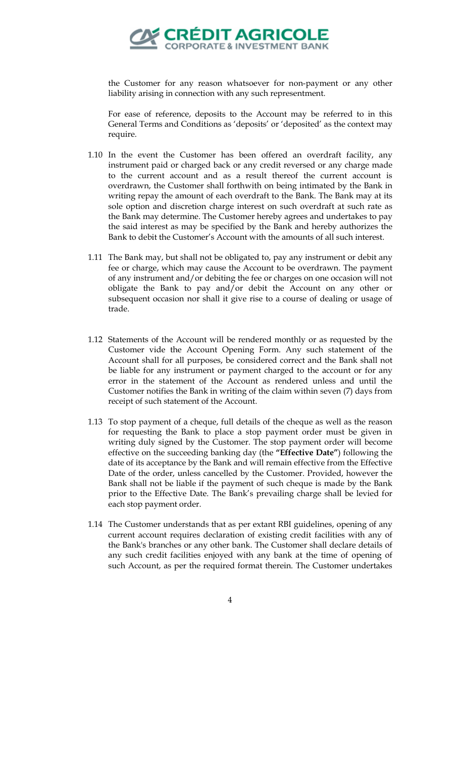the Customer for any reason whatsoever for non-payment or any other liability arising in connection with any such representment.

For ease of reference, deposits to the Account may be referred to in this General Terms and Conditions as 'deposits' or 'deposited' as the context may require.

1.10 In the event the Customer has been offered an overdraft facility, any instrument paid or charged back or any credit reversed or any charge made to the current account and as a result thereof the current account is overdrawn, the Customer shall forthwith on being intimated by the Bank in writing repay the amount of each overdraft to the Bank. The Bank may at its sole option and discretion charge interest on such overdraft at such rate as the Bank may determine. The Customer hereby agrees and undertakes to pay the said interest as may be specified by the Bank and hereby authorizes the Bank to debit the Customer's Account with the amounts of all such interest.

1.11 The Bank may, but shall not be obligated to, pay any instrument or debit any fee or charge, which may cause the Account to be overdrawn. The payment of any instrument and/or debiting the fee or charges on one occasion will not obligate the Bank to pay and/or debit the Account on any other or subsequent occasion nor shall it give rise to a course of dealing or usage of trade.

1.12 Statements of the Account will be rendered monthly or as requested by the Customer vide the Account Opening Form. Any such statement of the Account shall for all purposes, be considered correct and the Bank shall not be liable for any instrument or payment charged to the account or for any error in the statement of the Account as rendered unless and until the Customer notifies the Bank in writing of the claim within seven (7) days from receipt of such statement of the Account.

1.13 To stop payment of a cheque, full details of the cheque as well as the reason for requesting the Bank to place a stop payment order must be given in writing duly signed by the Customer. The stop payment order will become effective on the succeeding banking day (the **"Effective Date"**) following the date of its acceptance by the Bank and will remain effective from the Effective Date of the order, unless cancelled by the Customer. Provided, however the Bank shall not be liable if the payment of such cheque is made by the Bank prior to the Effective Date. The Bank's prevailing charge shall be levied for each stop payment order.

1.14 The Customer understands that as per extant RBI guidelines, opening of any current account requires declaration of existing credit facilities with any of the Bank's branches or any other bank. The Customer shall declare details of any such credit facilities enjoyed with any bank at the time of opening of such Account, as per the required format therein. The Customer undertakes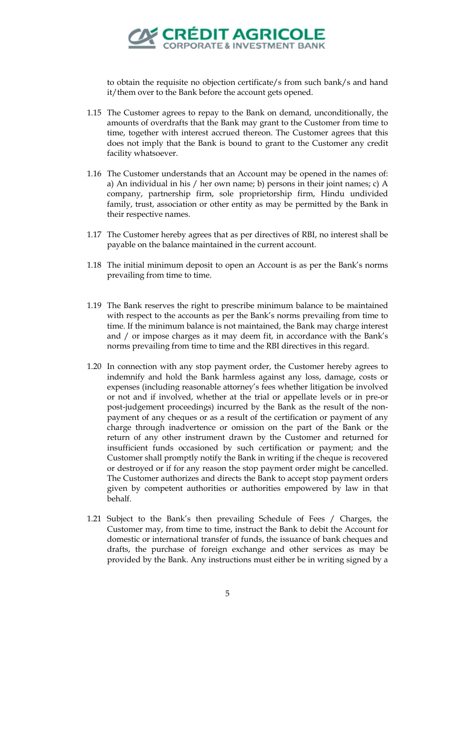to obtain the requisite no objection certificate/s from such bank/s and hand it/them over to the Bank before the account gets opened.

1.15 The Customer agrees to repay to the Bank on demand, unconditionally, the amounts of overdrafts that the Bank may grant to the Customer from time to time, together with interest accrued thereon. The Customer agrees that this does not imply that the Bank is bound to grant to the Customer any credit facility whatsoever.

1.16 The Customer understands that an Account may be opened in the names of: a) An individual in his / her own name; b) persons in their joint names; c) A company, partnership firm, sole proprietorship firm, Hindu undivided family, trust, association or other entity as may be permitted by the Bank in their respective names.

1.17 The Customer hereby agrees that as per directives of RBI, no interest shall be payable on the balance maintained in the current account.

1.18 The initial minimum deposit to open an Account is as per the Bank's norms prevailing from time to time.

1.19 The Bank reserves the right to prescribe minimum balance to be maintained with respect to the accounts as per the Bank's norms prevailing from time to time. If the minimum balance is not maintained, the Bank may charge interest and / or impose charges as it may deem fit, in accordance with the Bank's norms prevailing from time to time and the RBI directives in this regard.

1.20 In connection with any stop payment order, the Customer hereby agrees to indemnify and hold the Bank harmless against any loss, damage, costs or expenses (including reasonable attorney's fees whether litigation be involved or not and if involved, whether at the trial or appellate levels or in pre-or post-judgement proceedings) incurred by the Bank as the result of the non-payment of any cheques or as a result of the certification or payment of any charge through inadvertence or omission on the part of the Bank or the return of any other instrument drawn by the Customer and returned for insufficient funds occasioned by such certification or payment; and the Customer shall promptly notify the Bank in writing if the cheque is recovered or destroyed or if for any reason the stop payment order might be cancelled. The Customer authorizes and directs the Bank to accept stop payment orders given by competent authorities or authorities empowered by law in that behalf.

1.21 Subject to the Bank's then prevailing Schedule of Fees / Charges, the Customer may, from time to time, instruct the Bank to debit the Account for domestic or international transfer of funds, the issuance of bank cheques and drafts, the purchase of foreign exchange and other services as may be provided by the Bank. Any instructions must either be in writing signed by a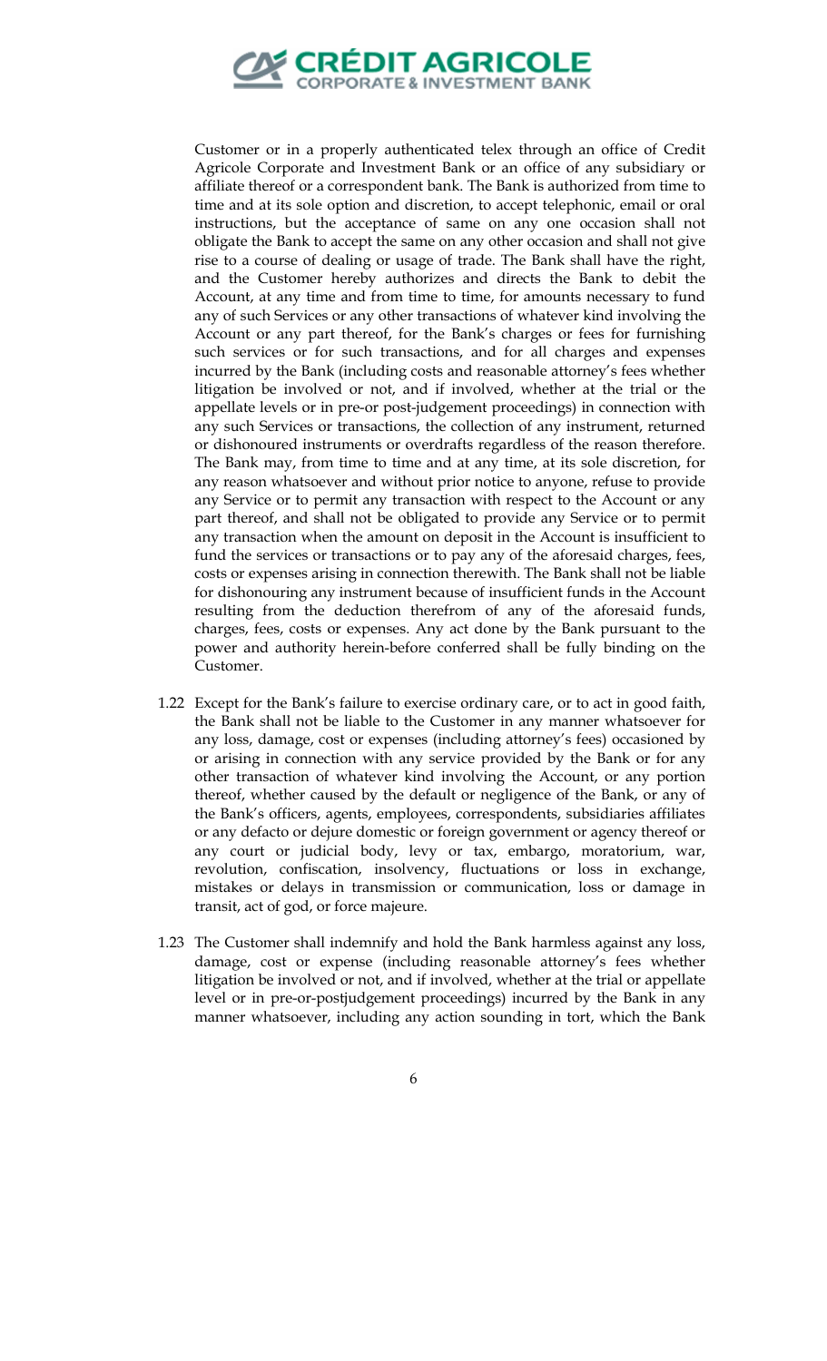Customer or in a properly authenticated telex through an office of Credit Agricole Corporate and Investment Bank or an office of any subsidiary or affiliate thereof or a correspondent bank. The Bank is authorized from time to time and at its sole option and discretion, to accept telephonic, email or oral instructions, but the acceptance of same on any one occasion shall not obligate the Bank to accept the same on any other occasion and shall not give rise to a course of dealing or usage of trade. The Bank shall have the right, and the Customer hereby authorizes and directs the Bank to debit the Account, at any time and from time to time, for amounts necessary to fund any of such Services or any other transactions of whatever kind involving the Account or any part thereof, for the Bank's charges or fees for furnishing such services or for such transactions, and for all charges and expenses incurred by the Bank (including costs and reasonable attorney's fees whether litigation be involved or not, and if involved, whether at the trial or the appellate levels or in pre-or post-judgement proceedings) in connection with any such Services or transactions, the collection of any instrument, returned or dishonoured instruments or overdrafts regardless of the reason therefore. The Bank may, from time to time and at any time, at its sole discretion, for any reason whatsoever and without prior notice to anyone, refuse to provide any Service or to permit any transaction with respect to the Account or any part thereof, and shall not be obligated to provide any Service or to permit any transaction when the amount on deposit in the Account is insufficient to fund the services or transactions or to pay any of the aforesaid charges, fees, costs or expenses arising in connection therewith. The Bank shall not be liable for dishonouring any instrument because of insufficient funds in the Account resulting from the deduction therefrom of any of the aforesaid funds, charges, fees, costs or expenses. Any act done by the Bank pursuant to the power and authority herein-before conferred shall be fully binding on the Customer.

1.22 Except for the Bank's failure to exercise ordinary care, or to act in good faith, the Bank shall not be liable to the Customer in any manner whatsoever for any loss, damage, cost or expenses (including attorney's fees) occasioned by or arising in connection with any service provided by the Bank or for any other transaction of whatever kind involving the Account, or any portion thereof, whether caused by the default or negligence of the Bank, or any of the Bank's officers, agents, employees, correspondents, subsidiaries affiliates or any defacto or dejure domestic or foreign government or agency thereof or any court or judicial body, levy or tax, embargo, moratorium, war, revolution, confiscation, insolvency, fluctuations or loss in exchange, mistakes or delays in transmission or communication, loss or damage in transit, act of god, or force majeure.

1.23 The Customer shall indemnify and hold the Bank harmless against any loss, damage, cost or expense (including reasonable attorney's fees whether litigation be involved or not, and if involved, whether at the trial or appellate level or in pre-or-postjudgement proceedings) incurred by the Bank in any manner whatsoever, including any action sounding in tort, which the Bank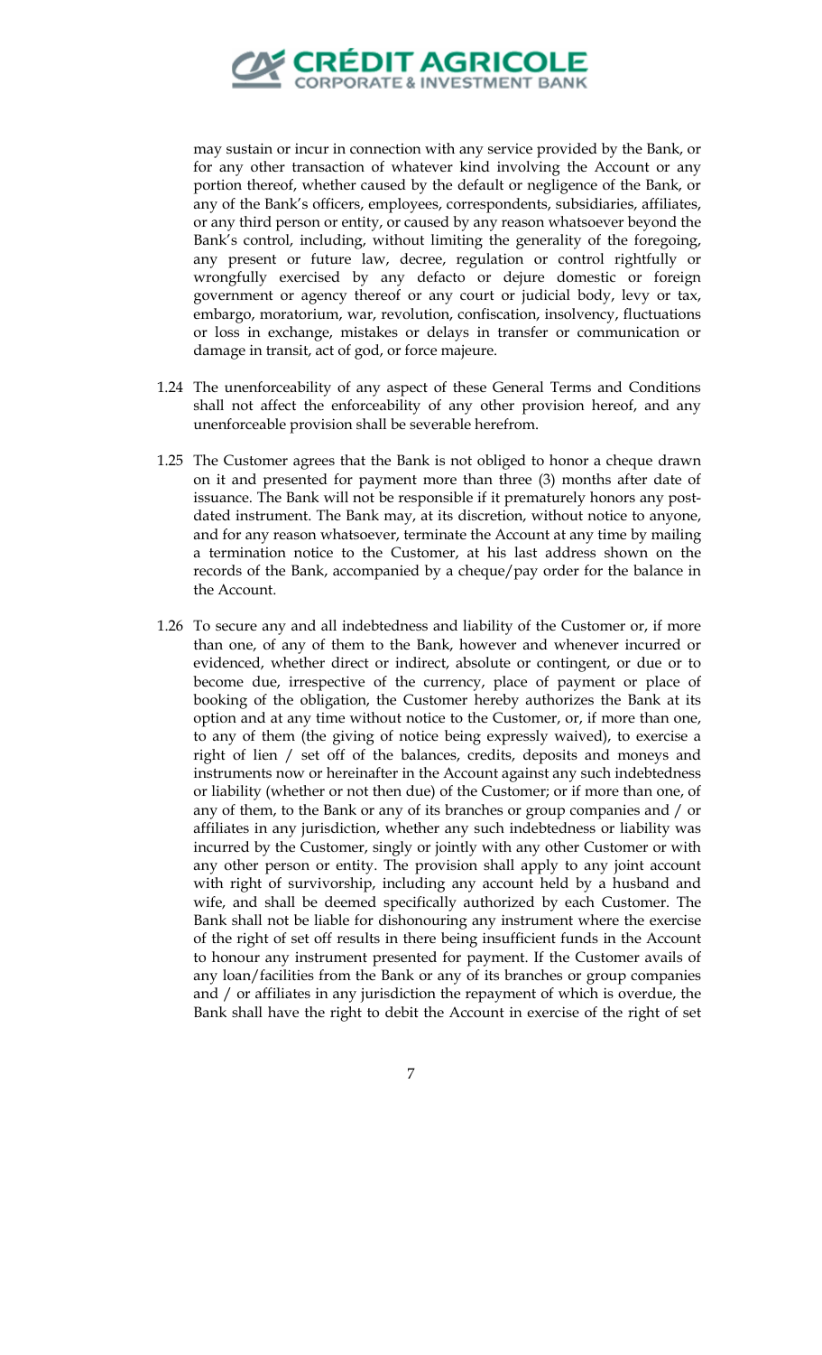may sustain or incur in connection with any service provided by the Bank, or for any other transaction of whatever kind involving the Account or any portion thereof, whether caused by the default or negligence of the Bank, or any of the Bank's officers, employees, correspondents, subsidiaries, affiliates, or any third person or entity, or caused by any reason whatsoever beyond the Bank's control, including, without limiting the generality of the foregoing, any present or future law, decree, regulation or control rightfully or wrongfully exercised by any defacto or dejure domestic or foreign government or agency thereof or any court or judicial body, levy or tax, embargo, moratorium, war, revolution, confiscation, insolvency, fluctuations or loss in exchange, mistakes or delays in transfer or communication or damage in transit, act of god, or force majeure.

1.24 The unenforceability of any aspect of these General Terms and Conditions shall not affect the enforceability of any other provision hereof, and any unenforceable provision shall be severable herefrom.

1.25 The Customer agrees that the Bank is not obliged to honor a cheque drawn on it and presented for payment more than three (3) months after date of issuance. The Bank will not be responsible if it prematurely honors any post-dated instrument. The Bank may, at its discretion, without notice to anyone, and for any reason whatsoever, terminate the Account at any time by mailing a termination notice to the Customer, at his last address shown on the records of the Bank, accompanied by a cheque/pay order for the balance in the Account.

1.26 To secure any and all indebtedness and liability of the Customer or, if more than one, of any of them to the Bank, however and whenever incurred or evidenced, whether direct or indirect, absolute or contingent, or due or to become due, irrespective of the currency, place of payment or place of booking of the obligation, the Customer hereby authorizes the Bank at its option and at any time without notice to the Customer, or, if more than one, to any of them (the giving of notice being expressly waived), to exercise a right of lien / set off of the balances, credits, deposits and moneys and instruments now or hereinafter in the Account against any such indebtedness or liability (whether or not then due) of the Customer; or if more than one, of any of them, to the Bank or any of its branches or group companies and / or affiliates in any jurisdiction, whether any such indebtedness or liability was incurred by the Customer, singly or jointly with any other Customer or with any other person or entity. The provision shall apply to any joint account with right of survivorship, including any account held by a husband and wife, and shall be deemed specifically authorized by each Customer. The Bank shall not be liable for dishonouring any instrument where the exercise of the right of set off results in there being insufficient funds in the Account to honour any instrument presented for payment. If the Customer avails of any loan/facilities from the Bank or any of its branches or group companies and / or affiliates in any jurisdiction the repayment of which is overdue, the Bank shall have the right to debit the Account in exercise of the right of set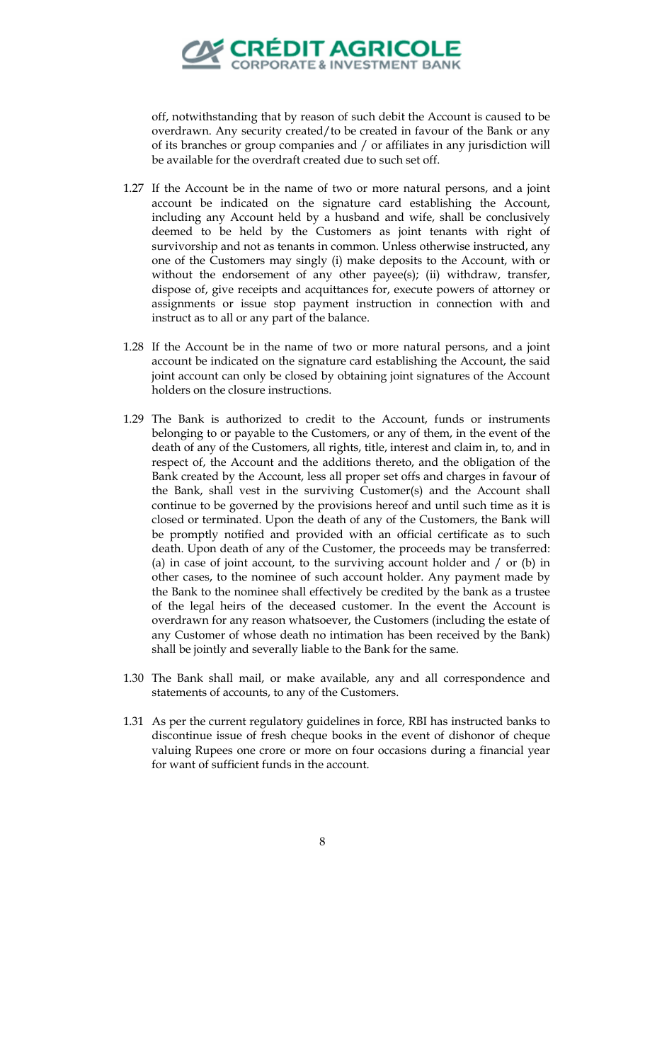off, notwithstanding that by reason of such debit the Account is caused to be overdrawn. Any security created/to be created in favour of the Bank or any of its branches or group companies and / or affiliates in any jurisdiction will be available for the overdraft created due to such set off.

1.27 If the Account be in the name of two or more natural persons, and a joint account be indicated on the signature card establishing the Account, including any Account held by a husband and wife, shall be conclusively deemed to be held by the Customers as joint tenants with right of survivorship and not as tenants in common. Unless otherwise instructed, any one of the Customers may singly (i) make deposits to the Account, with or without the endorsement of any other payee(s); (ii) withdraw, transfer, dispose of, give receipts and acquittances for, execute powers of attorney or assignments or issue stop payment instruction in connection with and instruct as to all or any part of the balance.

1.28 If the Account be in the name of two or more natural persons, and a joint account be indicated on the signature card establishing the Account, the said joint account can only be closed by obtaining joint signatures of the Account holders on the closure instructions.

1.29 The Bank is authorized to credit to the Account, funds or instruments belonging to or payable to the Customers, or any of them, in the event of the death of any of the Customers, all rights, title, interest and claim in, to, and in respect of, the Account and the additions thereto, and the obligation of the Bank created by the Account, less all proper set offs and charges in favour of the Bank, shall vest in the surviving Customer(s) and the Account shall continue to be governed by the provisions hereof and until such time as it is closed or terminated. Upon the death of any of the Customers, the Bank will be promptly notified and provided with an official certificate as to such death. Upon death of any of the Customer, the proceeds may be transferred: (a) in case of joint account, to the surviving account holder and / or (b) in other cases, to the nominee of such account holder. Any payment made by the Bank to the nominee shall effectively be credited by the bank as a trustee of the legal heirs of the deceased customer. In the event the Account is overdrawn for any reason whatsoever, the Customers (including the estate of any Customer of whose death no intimation has been received by the Bank) shall be jointly and severally liable to the Bank for the same.

1.30 The Bank shall mail, or make available, any and all correspondence and statements of accounts, to any of the Customers.

1.31 As per the current regulatory guidelines in force, RBI has instructed banks to discontinue issue of fresh cheque books in the event of dishonor of cheque valuing Rupees one crore or more on four occasions during a financial year for want of sufficient funds in the account.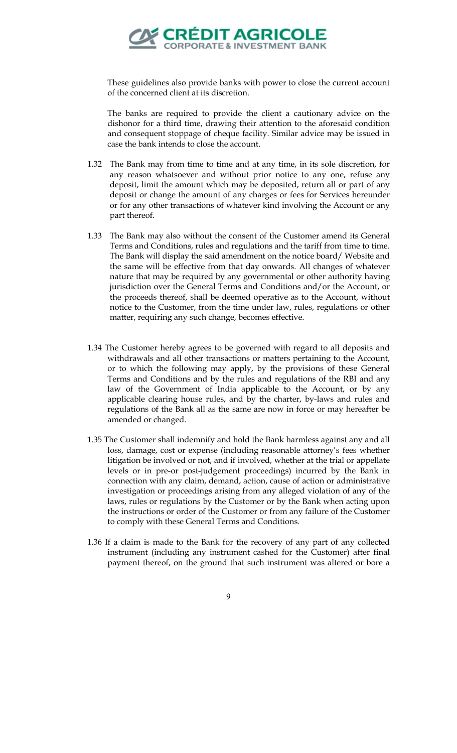These guidelines also provide banks with power to close the current account of the concerned client at its discretion.

The banks are required to provide the client a cautionary advice on the dishonor for a third time, drawing their attention to the aforesaid condition and consequent stoppage of cheque facility. Similar advice may be issued in case the bank intends to close the account.

1.32 The Bank may from time to time and at any time, in its sole discretion, for any reason whatsoever and without prior notice to any one, refuse any deposit, limit the amount which may be deposited, return all or part of any deposit or change the amount of any charges or fees for Services hereunder or for any other transactions of whatever kind involving the Account or any part thereof.

1.33 The Bank may also without the consent of the Customer amend its General Terms and Conditions, rules and regulations and the tariff from time to time. The Bank will display the said amendment on the notice board/ Website and the same will be effective from that day onwards. All changes of whatever nature that may be required by any governmental or other authority having jurisdiction over the General Terms and Conditions and/or the Account, or the proceeds thereof, shall be deemed operative as to the Account, without notice to the Customer, from the time under law, rules, regulations or other matter, requiring any such change, becomes effective.

1.34 The Customer hereby agrees to be governed with regard to all deposits and withdrawals and all other transactions or matters pertaining to the Account, or to which the following may apply, by the provisions of these General Terms and Conditions and by the rules and regulations of the RBI and any law of the Government of India applicable to the Account, or by any applicable clearing house rules, and by the charter, by-laws and rules and regulations of the Bank all as the same are now in force or may hereafter be amended or changed.

1.35 The Customer shall indemnify and hold the Bank harmless against any and all loss, damage, cost or expense (including reasonable attorney's fees whether litigation be involved or not, and if involved, whether at the trial or appellate levels or in pre-or post-judgement proceedings) incurred by the Bank in connection with any claim, demand, action, cause of action or administrative investigation or proceedings arising from any alleged violation of any of the laws, rules or regulations by the Customer or by the Bank when acting upon the instructions or order of the Customer or from any failure of the Customer to comply with these General Terms and Conditions.

1.36 If a claim is made to the Bank for the recovery of any part of any collected instrument (including any instrument cashed for the Customer) after final payment thereof, on the ground that such instrument was altered or bore a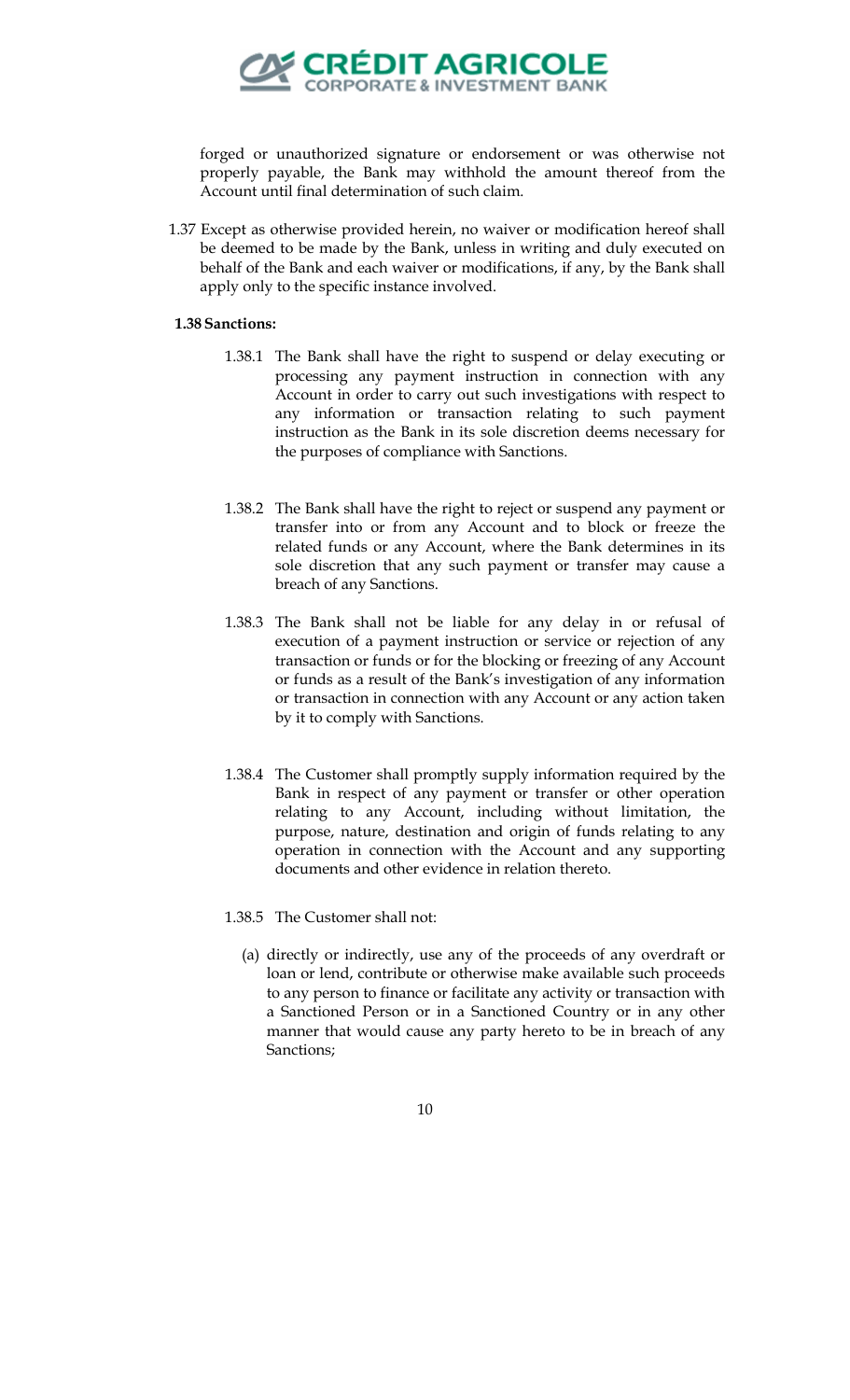forged or unauthorized signature or endorsement or was otherwise not properly payable, the Bank may withhold the amount thereof from the Account until final determination of such claim.

1.37 Except as otherwise provided herein, no waiver or modification hereof shall be deemed to be made by the Bank, unless in writing and duly executed on behalf of the Bank and each waiver or modifications, if any, by the Bank shall apply only to the specific instance involved.

**1.38 Sanctions:**

1.38.1 The Bank shall have the right to suspend or delay executing or processing any payment instruction in connection with any Account in order to carry out such investigations with respect to any information or transaction relating to such payment instruction as the Bank in its sole discretion deems necessary for the purposes of compliance with Sanctions.

1.38.2 The Bank shall have the right to reject or suspend any payment or transfer into or from any Account and to block or freeze the related funds or any Account, where the Bank determines in its sole discretion that any such payment or transfer may cause a breach of any Sanctions.

1.38.3 The Bank shall not be liable for any delay in or refusal of execution of a payment instruction or service or rejection of any transaction or funds or for the blocking or freezing of any Account or funds as a result of the Bank's investigation of any information or transaction in connection with any Account or any action taken by it to comply with Sanctions.

1.38.4 The Customer shall promptly supply information required by the Bank in respect of any payment or transfer or other operation relating to any Account, including without limitation, the purpose, nature, destination and origin of funds relating to any operation in connection with the Account and any supporting documents and other evidence in relation thereto.

1.38.5 The Customer shall not:

(a) directly or indirectly, use any of the proceeds of any overdraft or loan or lend, contribute or otherwise make available such proceeds to any person to finance or facilitate any activity or transaction with a Sanctioned Person or in a Sanctioned Country or in any other manner that would cause any party hereto to be in breach of any Sanctions;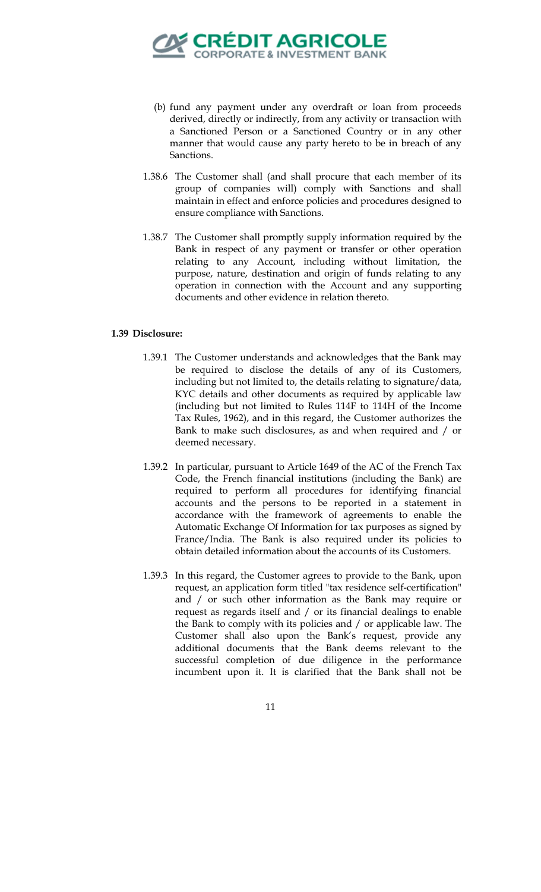(b) fund any payment under any overdraft or loan from proceeds derived, directly or indirectly, from any activity or transaction with a Sanctioned Person or a Sanctioned Country or in any other manner that would cause any party hereto to be in breach of any Sanctions.

1.38.6 The Customer shall (and shall procure that each member of its group of companies will) comply with Sanctions and shall maintain in effect and enforce policies and procedures designed to ensure compliance with Sanctions.

1.38.7 The Customer shall promptly supply information required by the Bank in respect of any payment or transfer or other operation relating to any Account, including without limitation, the purpose, nature, destination and origin of funds relating to any operation in connection with the Account and any supporting documents and other evidence in relation thereto.

**1.39 Disclosure:**

1.39.1 The Customer understands and acknowledges that the Bank may be required to disclose the details of any of its Customers, including but not limited to, the details relating to signature/data, KYC details and other documents as required by applicable law (including but not limited to Rules 114F to 114H of the Income Tax Rules, 1962), and in this regard, the Customer authorizes the Bank to make such disclosures, as and when required and / or deemed necessary.

1.39.2 In particular, pursuant to Article 1649 of the AC of the French Tax Code, the French financial institutions (including the Bank) are required to perform all procedures for identifying financial accounts and the persons to be reported in a statement in accordance with the framework of agreements to enable the Automatic Exchange Of Information for tax purposes as signed by France/India. The Bank is also required under its policies to obtain detailed information about the accounts of its Customers.

1.39.3 In this regard, the Customer agrees to provide to the Bank, upon request, an application form titled "tax residence self-certification" and / or such other information as the Bank may require or request as regards itself and / or its financial dealings to enable the Bank to comply with its policies and / or applicable law. The Customer shall also upon the Bank's request, provide any additional documents that the Bank deems relevant to the successful completion of due diligence in the performance incumbent upon it. It is clarified that the Bank shall not be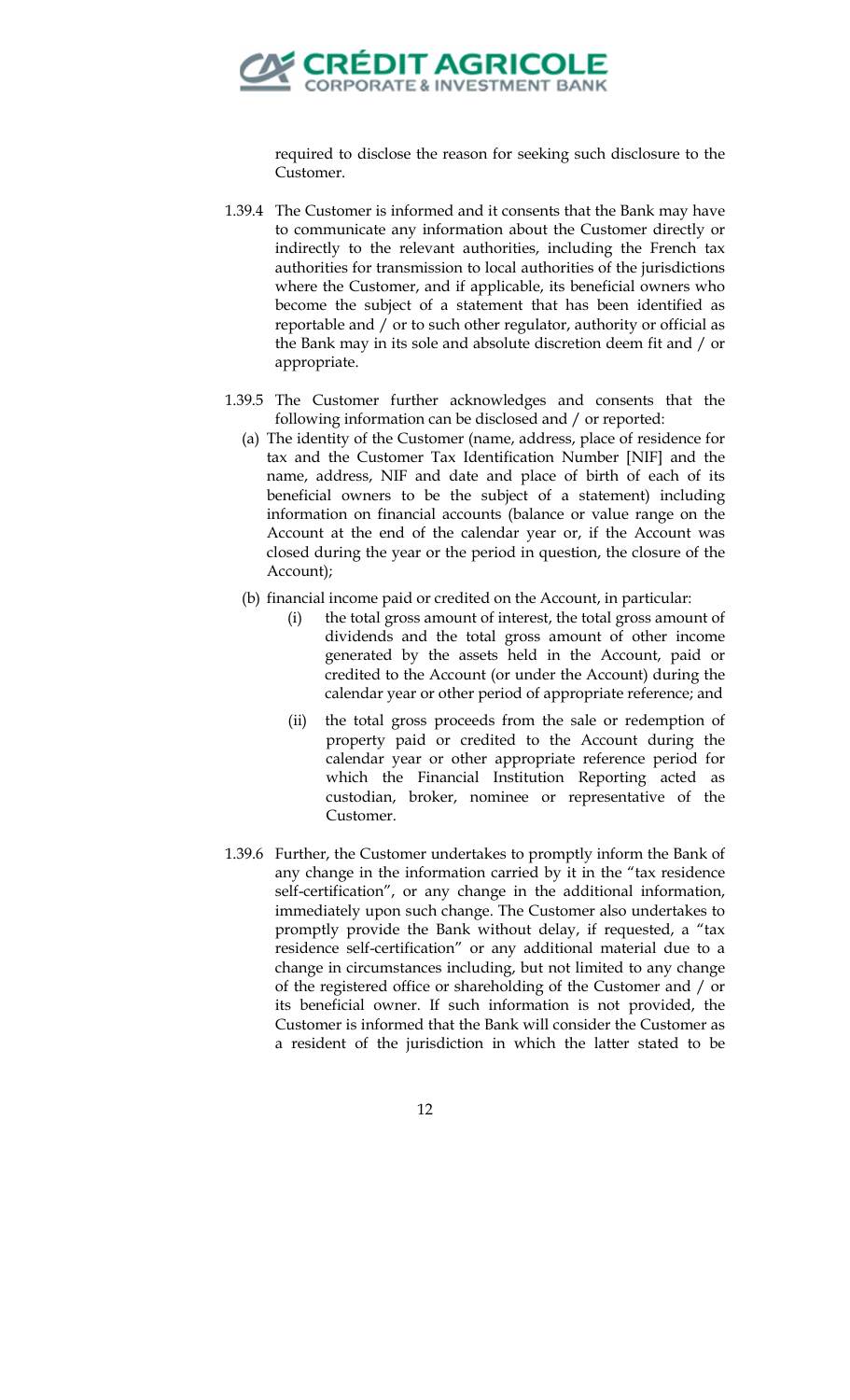required to disclose the reason for seeking such disclosure to the Customer.

1.39.4 The Customer is informed and it consents that the Bank may have to communicate any information about the Customer directly or indirectly to the relevant authorities, including the French tax authorities for transmission to local authorities of the jurisdictions where the Customer, and if applicable, its beneficial owners who become the subject of a statement that has been identified as reportable and / or to such other regulator, authority or official as the Bank may in its sole and absolute discretion deem fit and / or appropriate.

1.39.5 The Customer further acknowledges and consents that the following information can be disclosed and / or reported:

(a) The identity of the Customer (name, address, place of residence for tax and the Customer Tax Identification Number [NIF] and the name, address, NIF and date and place of birth of each of its beneficial owners to be the subject of a statement) including information on financial accounts (balance or value range on the Account at the end of the calendar year or, if the Account was closed during the year or the period in question, the closure of the Account);

(b) financial income paid or credited on the Account, in particular:

(i) the total gross amount of interest, the total gross amount of dividends and the total gross amount of other income generated by the assets held in the Account, paid or credited to the Account (or under the Account) during the calendar year or other period of appropriate reference; and

(ii) the total gross proceeds from the sale or redemption of property paid or credited to the Account during the calendar year or other appropriate reference period for which the Financial Institution Reporting acted as custodian, broker, nominee or representative of the Customer.

1.39.6 Further, the Customer undertakes to promptly inform the Bank of any change in the information carried by it in the "tax residence self-certification", or any change in the additional information, immediately upon such change. The Customer also undertakes to promptly provide the Bank without delay, if requested, a "tax residence self-certification" or any additional material due to a change in circumstances including, but not limited to any change of the registered office or shareholding of the Customer and / or its beneficial owner. If such information is not provided, the Customer is informed that the Bank will consider the Customer as a resident of the jurisdiction in which the latter stated to be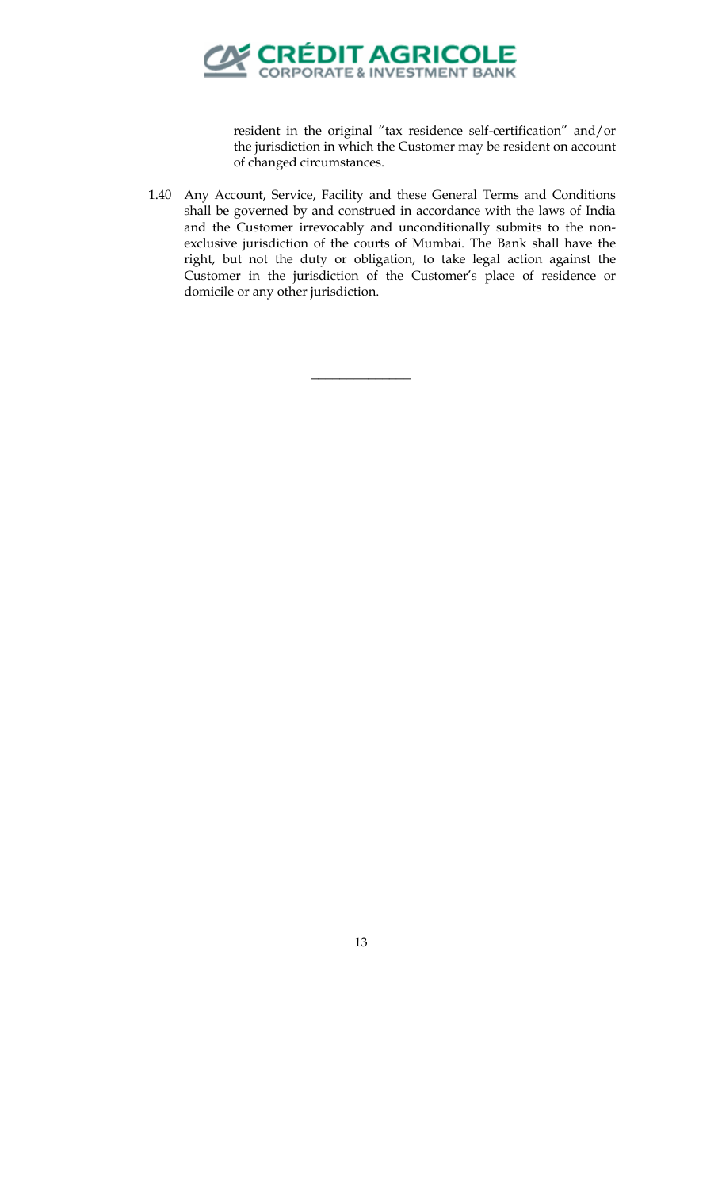resident in the original "tax residence self-certification" and/or the jurisdiction in which the Customer may be resident on account of changed circumstances.

1.40 Any Account, Service, Facility and these General Terms and Conditions shall be governed by and construed in accordance with the laws of India and the Customer irrevocably and unconditionally submits to the non-exclusive jurisdiction of the courts of Mumbai. The Bank shall have the right, but not the duty or obligation, to take legal action against the Customer in the jurisdiction of the Customer's place of residence or domicile or any other jurisdiction.

_______________